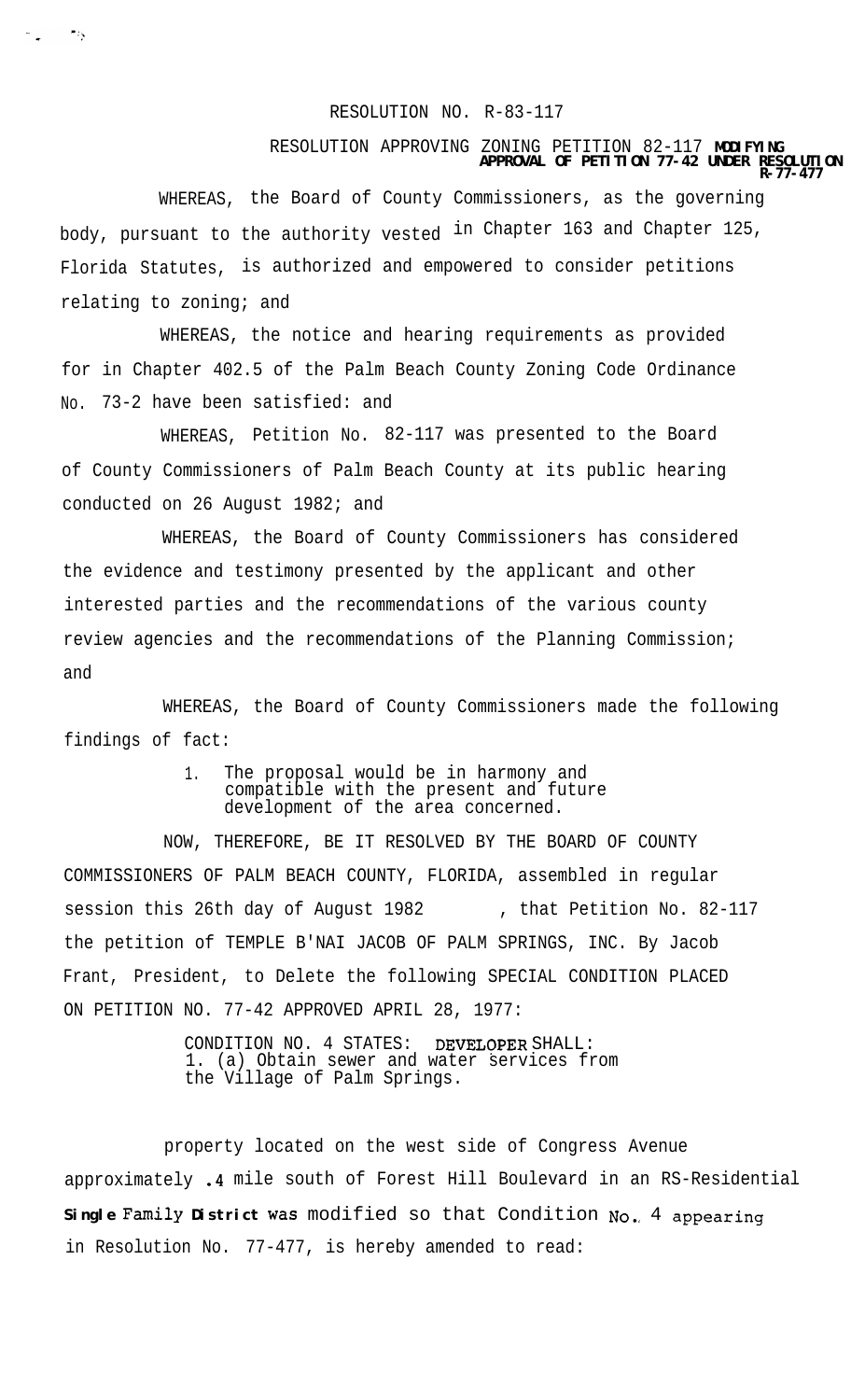RESOLUTION NO. R-83-117

RESOLUTION APPROVING ZONING PETITION 82-117 **MODIFYING APPROVAL OF PETITION 77-42 UNDER RESOLUTION R-77-477**

WHEREAS, the Board of County Commissioners, as the governing body, pursuant to the authority vested in Chapter 163 and Chapter 125, Florida Statutes, is authorized and empowered to consider petitions relating to zoning; and

WHEREAS, the notice and hearing requirements as provided for in Chapter 402.5 of the Palm Beach County Zoning Code Ordinance No. 73-2 have been satisfied: and

WHEREAS, Petition No. 82-117 was presented to the Board of County Commissioners of Palm Beach County at its public hearing conducted on 26 August 1982; and

WHEREAS, the Board of County Commissioners has considered the evidence and testimony presented by the applicant and other interested parties and the recommendations of the various county review agencies and the recommendations of the Planning Commission; and

WHEREAS, the Board of County Commissioners made the following findings of fact:

1. The proposal would be in harmony and compatible with the present and future development of the area concerned.

NOW, THEREFORE, BE IT RESOLVED BY THE BOARD OF COUNTY COMMISSIONERS OF PALM BEACH COUNTY, FLORIDA, assembled in regular session this 26th day of August 1982 , that Petition No. 82-117 the petition of TEMPLE B'NAI JACOB OF PALM SPRINGS, INC. By Jacob Frant, President, to Delete the following SPECIAL CONDITION PLACED ON PETITION NO. 77-42 APPROVED APRIL 28, 1977:

CONDITION NO. 4 STATES: DEVELOPER SHALL:
1. (a) Obtain sewer and water services from the Village of Palm Springs.

property located on the west side of Congress Avenue approximately .4 mile south of Forest Hill Boulevard in an RS-Residential Single Family District was modified so that Condition No. 4 appearing in Resolution No. 77-477, is hereby amended to read: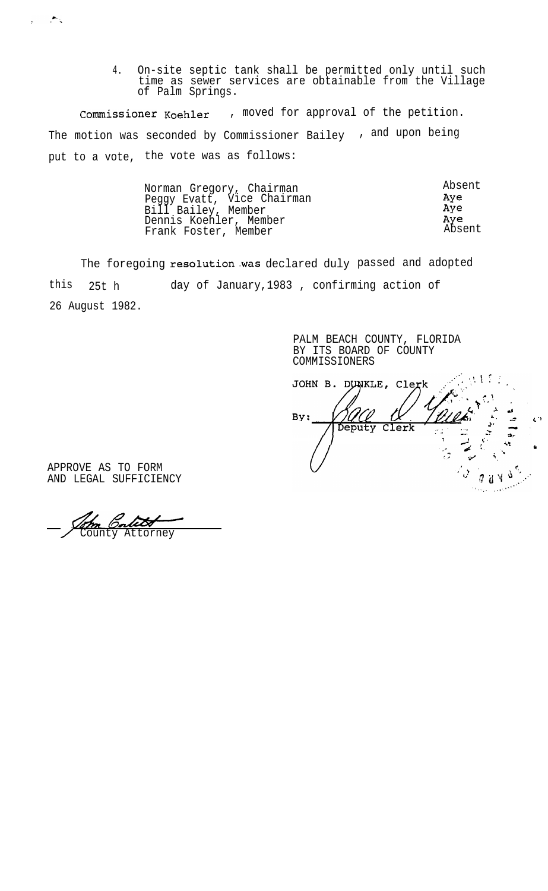4. On-site septic tank shall be permitted only until such time as sewer services are obtainable from the Village of Palm Springs.

Commissioner Koehler , moved for approval of the petition. The motion was seconded by Commissioner Bailey , and upon being put to a vote, the vote was as follows:

| | |
|---|---|
| Norman Gregory, Chairman | Absent |
| Peggy Evatt, Vice Chairman | Aye |
| Bill Bailey, Member | Aye |
| Dennis Koehler, Member | Aye |
| Frank Foster, Member | Absent |

The foregoing resolution was declared duly passed and adopted this 25t h day of January, 1983 , confirming action of 26 August 1982.

PALM BEACH COUNTY, FLORIDA
BY ITS BOARD OF COUNTY COMMISSIONERS

JOHN B. DUNKLE, Clerk

By: _______________
Deputy Clerk

APPROVE AS TO FORM
AND LEGAL SUFFICIENCY

_______________
County Attorney